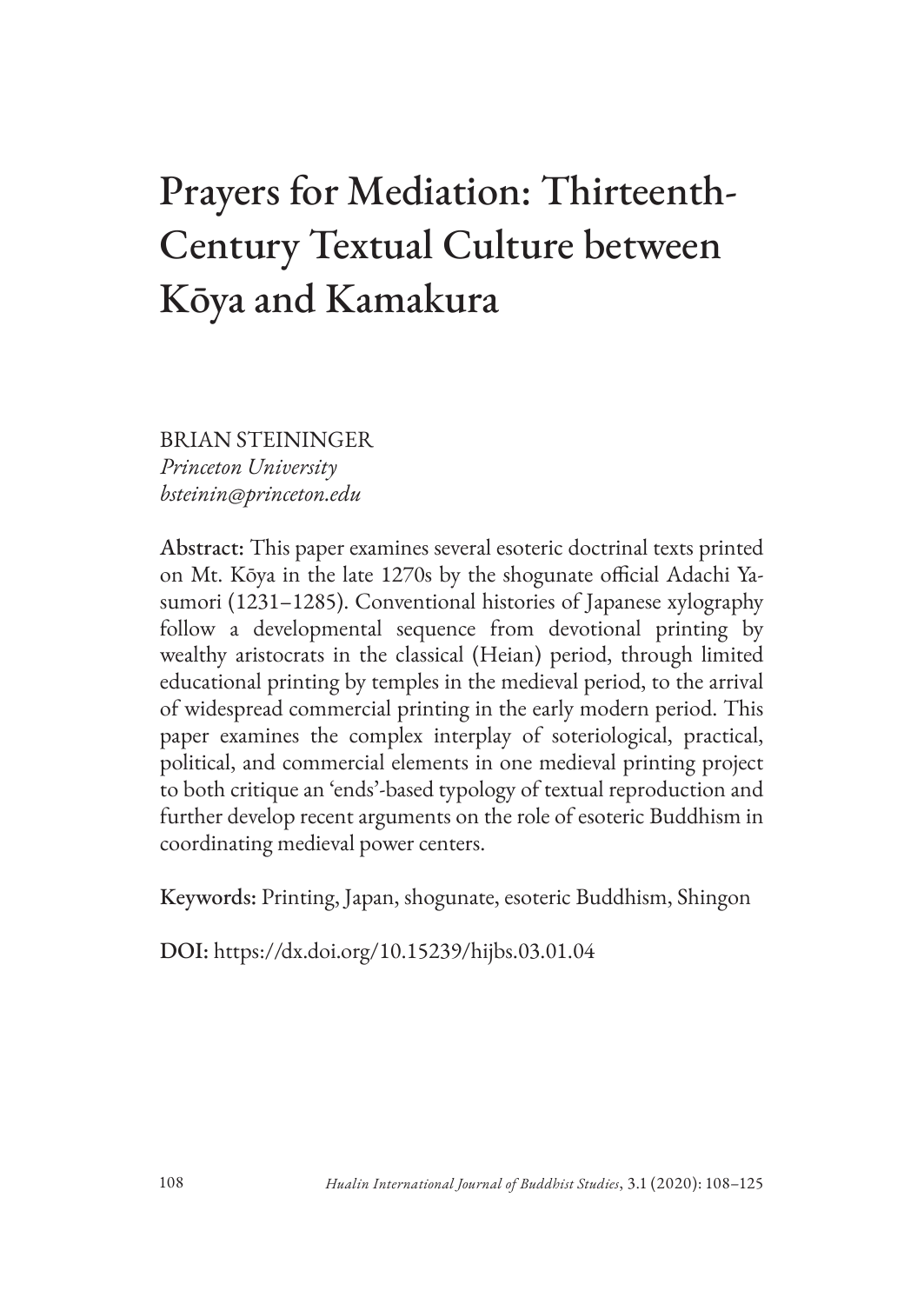# Prayers for Mediation: Thirteenth-Century Textual Culture between Kōya and Kamakura

BRIAN STEININGER
*Princeton University*
*bsteinin@princeton.edu*

**Abstract:** This paper examines several esoteric doctrinal texts printed on Mt. Kōya in the late 1270s by the shogunate official Adachi Yasumori (1231–1285). Conventional histories of Japanese xylography follow a developmental sequence from devotional printing by wealthy aristocrats in the classical (Heian) period, through limited educational printing by temples in the medieval period, to the arrival of widespread commercial printing in the early modern period. This paper examines the complex interplay of soteriological, practical, political, and commercial elements in one medieval printing project to both critique an 'ends'-based typology of textual reproduction and further develop recent arguments on the role of esoteric Buddhism in coordinating medieval power centers.

**Keywords:** Printing, Japan, shogunate, esoteric Buddhism, Shingon

**DOI:** https://dx.doi.org/10.15239/hijbs.03.01.04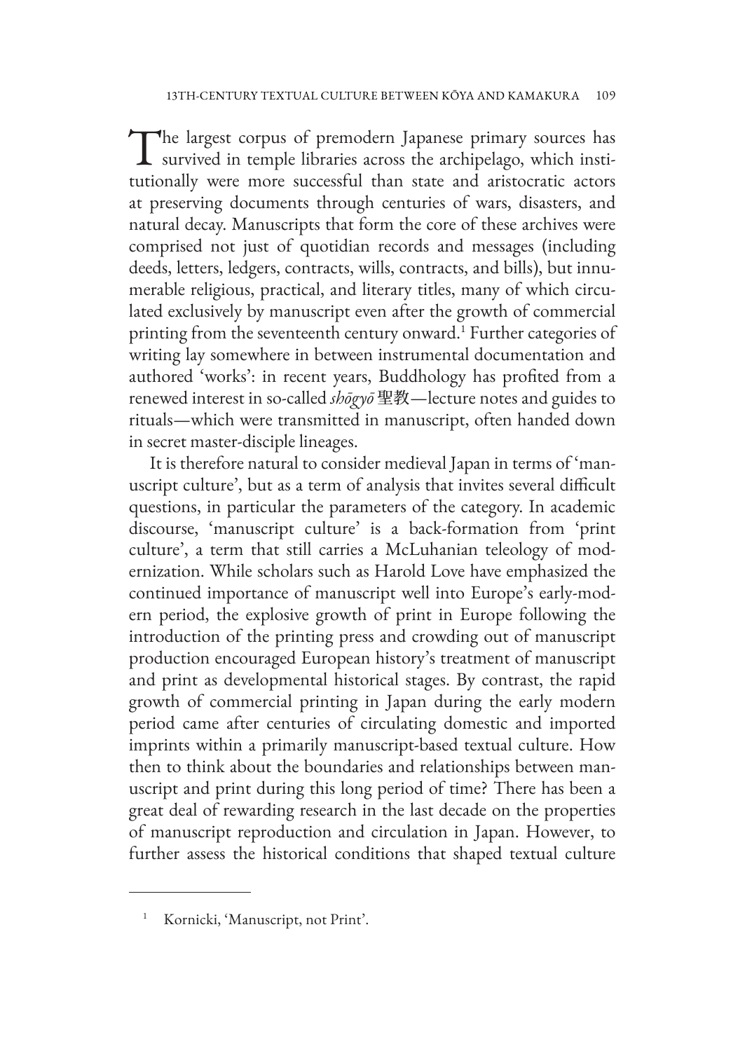The largest corpus of premodern Japanese primary sources has survived in temple libraries across the archipelago, which institutionally were more successful than state and aristocratic actors at preserving documents through centuries of wars, disasters, and natural decay. Manuscripts that form the core of these archives were comprised not just of quotidian records and messages (including deeds, letters, ledgers, contracts, wills, contracts, and bills), but innumerable religious, practical, and literary titles, many of which circulated exclusively by manuscript even after the growth of commercial printing from the seventeenth century onward.[1] Further categories of writing lay somewhere in between instrumental documentation and authored 'works': in recent years, Buddhology has profited from a renewed interest in so-called *shōgyō* 聖教—lecture notes and guides to rituals—which were transmitted in manuscript, often handed down in secret master-disciple lineages.

It is therefore natural to consider medieval Japan in terms of 'manuscript culture', but as a term of analysis that invites several difficult questions, in particular the parameters of the category. In academic discourse, 'manuscript culture' is a back-formation from 'print culture', a term that still carries a McLuhanian teleology of modernization. While scholars such as Harold Love have emphasized the continued importance of manuscript well into Europe's early-modern period, the explosive growth of print in Europe following the introduction of the printing press and crowding out of manuscript production encouraged European history's treatment of manuscript and print as developmental historical stages. By contrast, the rapid growth of commercial printing in Japan during the early modern period came after centuries of circulating domestic and imported imprints within a primarily manuscript-based textual culture. How then to think about the boundaries and relationships between manuscript and print during this long period of time? There has been a great deal of rewarding research in the last decade on the properties of manuscript reproduction and circulation in Japan. However, to further assess the historical conditions that shaped textual culture

[1] Kornicki, 'Manuscript, not Print'.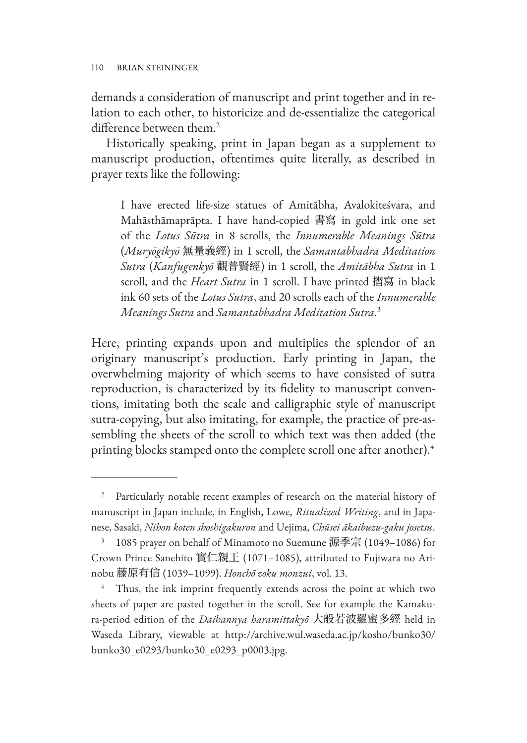demands a consideration of manuscript and print together and in relation to each other, to historicize and de-essentialize the categorical difference between them.[2]

Historically speaking, print in Japan began as a supplement to manuscript production, oftentimes quite literally, as described in prayer texts like the following:

> I have erected life-size statues of Amitābha, Avalokiteśvara, and Mahāsthāmaprāpta. I have hand-copied 書寫 in gold ink one set of the *Lotus Sūtra* in 8 scrolls, the *Innumerable Meanings Sūtra* (*Muryōgikyō* 無量義經) in 1 scroll, the *Samantabhadra Meditation Sutra* (*Kanfugenkyō* 觀普賢經) in 1 scroll, the *Amitābha Sutra* in 1 scroll, and the *Heart Sutra* in 1 scroll. I have printed 摺寫 in black ink 60 sets of the *Lotus Sutra*, and 20 scrolls each of the *Innumerable Meanings Sutra* and *Samantabhadra Meditation Sutra*.[3]

Here, printing expands upon and multiplies the splendor of an originary manuscript's production. Early printing in Japan, the overwhelming majority of which seems to have consisted of sutra reproduction, is characterized by its fidelity to manuscript conventions, imitating both the scale and calligraphic style of manuscript sutra-copying, but also imitating, for example, the practice of pre-assembling the sheets of the scroll to which text was then added (the printing blocks stamped onto the complete scroll one after another).[4]

---

[2] Particularly notable recent examples of research on the material history of manuscript in Japan include, in English, Lowe, *Ritualized Writing*, and in Japanese, Sasaki, *Nihon koten shoshigakuron* and Uejima, *Chūsei ākaibuzu-gaku josetsu*.

[3] 1085 prayer on behalf of Minamoto no Suemune 源季宗 (1049–1086) for Crown Prince Sanehito 實仁親王 (1071–1085), attributed to Fujiwara no Arinobu 藤原有信 (1039–1099). *Honchō zoku monzui*, vol. 13.

[4] Thus, the ink imprint frequently extends across the point at which two sheets of paper are pasted together in the scroll. See for example the Kamakura-period edition of the *Daihannya haramittakyō* 大般若波羅蜜多經 held in Waseda Library, viewable at http://archive.wul.waseda.ac.jp/kosho/bunko30/bunko30_e0293/bunko30_e0293_p0003.jpg.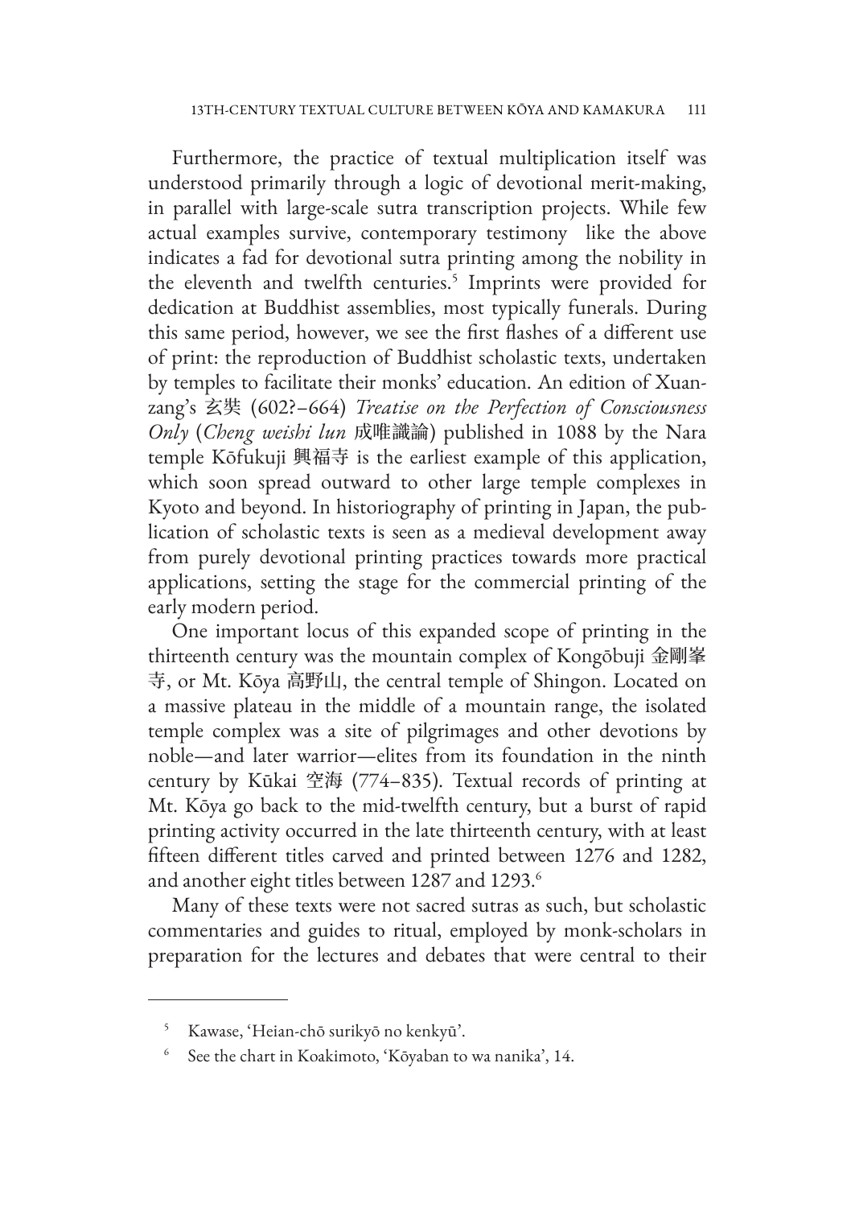Furthermore, the practice of textual multiplication itself was understood primarily through a logic of devotional merit-making, in parallel with large-scale sutra transcription projects. While few actual examples survive, contemporary testimony like the above indicates a fad for devotional sutra printing among the nobility in the eleventh and twelfth centuries.[5] Imprints were provided for dedication at Buddhist assemblies, most typically funerals. During this same period, however, we see the first flashes of a different use of print: the reproduction of Buddhist scholastic texts, undertaken by temples to facilitate their monks' education. An edition of Xuanzang's 玄奘 (602?–664) *Treatise on the Perfection of Consciousness Only* (*Cheng weishi lun* 成唯識論) published in 1088 by the Nara temple Kōfukuji 興福寺 is the earliest example of this application, which soon spread outward to other large temple complexes in Kyoto and beyond. In historiography of printing in Japan, the publication of scholastic texts is seen as a medieval development away from purely devotional printing practices towards more practical applications, setting the stage for the commercial printing of the early modern period.

One important locus of this expanded scope of printing in the thirteenth century was the mountain complex of Kongōbuji 金剛峯寺, or Mt. Kōya 高野山, the central temple of Shingon. Located on a massive plateau in the middle of a mountain range, the isolated temple complex was a site of pilgrimages and other devotions by noble—and later warrior—elites from its foundation in the ninth century by Kūkai 空海 (774–835). Textual records of printing at Mt. Kōya go back to the mid-twelfth century, but a burst of rapid printing activity occurred in the late thirteenth century, with at least fifteen different titles carved and printed between 1276 and 1282, and another eight titles between 1287 and 1293.[6]

Many of these texts were not sacred sutras as such, but scholastic commentaries and guides to ritual, employed by monk-scholars in preparation for the lectures and debates that were central to their

---

[5] Kawase, 'Heian-chō surikyō no kenkyū'.

[6] See the chart in Koakimoto, 'Kōyaban to wa nanika', 14.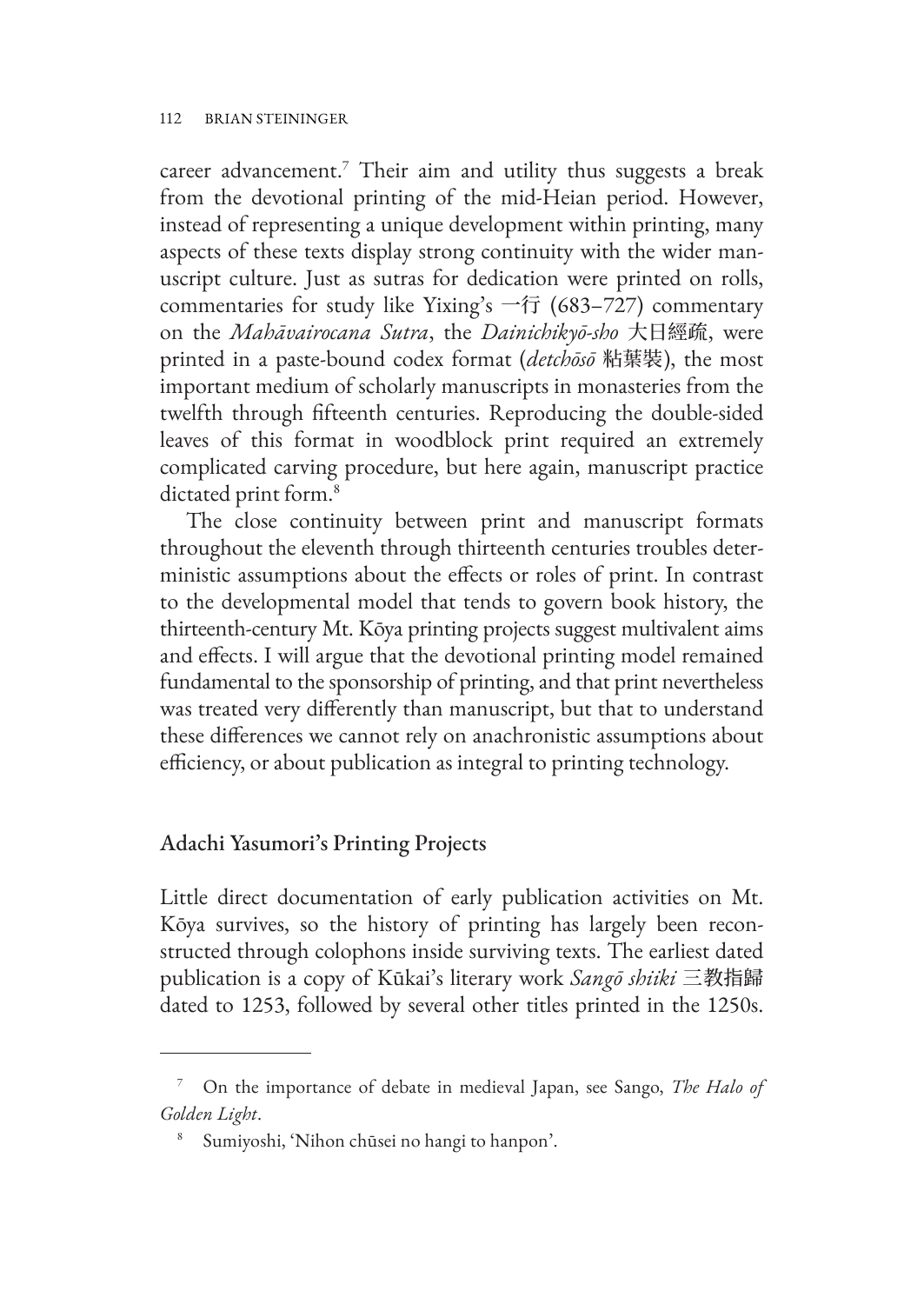career advancement.[7] Their aim and utility thus suggests a break from the devotional printing of the mid-Heian period. However, instead of representing a unique development within printing, many aspects of these texts display strong continuity with the wider manuscript culture. Just as sutras for dedication were printed on rolls, commentaries for study like Yixing's 一行 (683–727) commentary on the *Mahāvairocana Sutra*, the *Dainichikyō-sho* 大日經疏, were printed in a paste-bound codex format (*detchōsō* 粘葉裝), the most important medium of scholarly manuscripts in monasteries from the twelfth through fifteenth centuries. Reproducing the double-sided leaves of this format in woodblock print required an extremely complicated carving procedure, but here again, manuscript practice dictated print form.[8]

The close continuity between print and manuscript formats throughout the eleventh through thirteenth centuries troubles deterministic assumptions about the effects or roles of print. In contrast to the developmental model that tends to govern book history, the thirteenth-century Mt. Kōya printing projects suggest multivalent aims and effects. I will argue that the devotional printing model remained fundamental to the sponsorship of printing, and that print nevertheless was treated very differently than manuscript, but that to understand these differences we cannot rely on anachronistic assumptions about efficiency, or about publication as integral to printing technology.

## Adachi Yasumori's Printing Projects

Little direct documentation of early publication activities on Mt. Kōya survives, so the history of printing has largely been reconstructed through colophons inside surviving texts. The earliest dated publication is a copy of Kūkai's literary work *Sangō shiiki* 三教指歸 dated to 1253, followed by several other titles printed in the 1250s.

---

[7] On the importance of debate in medieval Japan, see Sango, *The Halo of Golden Light*.

[8] Sumiyoshi, 'Nihon chūsei no hangi to hanpon'.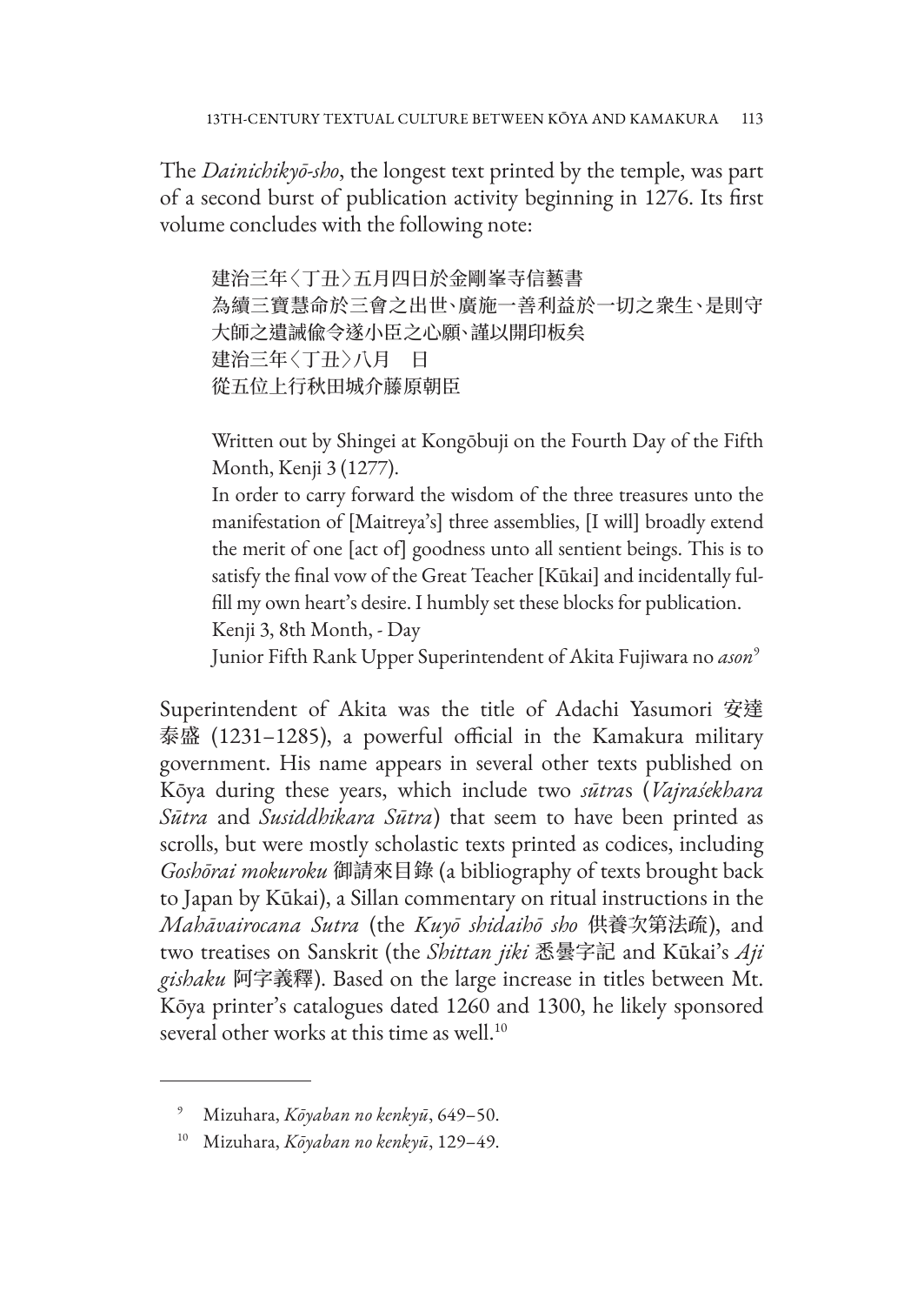The *Dainichikyō-sho*, the longest text printed by the temple, was part of a second burst of publication activity beginning in 1276. Its first volume concludes with the following note:

> 建治三年〈丁丑〉五月四日於金剛峯寺信藝書
> 為續三寶慧命於三會之出世、廣施一善利益於一切之衆生、是則守大師之遺誡偸令遂小臣之心願、謹以開印板矣
> 建治三年〈丁丑〉八月　日
> 從五位上行秋田城介藤原朝臣
>
> Written out by Shingei at Kongōbuji on the Fourth Day of the Fifth Month, Kenji 3 (1277).
> In order to carry forward the wisdom of the three treasures unto the manifestation of [Maitreya's] three assemblies, [I will] broadly extend the merit of one [act of] goodness unto all sentient beings. This is to satisfy the final vow of the Great Teacher [Kūkai] and incidentally fulfill my own heart's desire. I humbly set these blocks for publication.
> Kenji 3, 8th Month, - Day
> Junior Fifth Rank Upper Superintendent of Akita Fujiwara no *ason*[9]

Superintendent of Akita was the title of Adachi Yasumori 安達泰盛 (1231–1285), a powerful official in the Kamakura military government. His name appears in several other texts published on Kōya during these years, which include two *sūtra*s (*Vajraśekhara Sūtra* and *Susiddhikara Sūtra*) that seem to have been printed as scrolls, but were mostly scholastic texts printed as codices, including *Goshōrai mokuroku* 御請來目錄 (a bibliography of texts brought back to Japan by Kūkai), a Sillan commentary on ritual instructions in the *Mahāvairocana Sutra* (the *Kuyō shidaihō sho* 供養次第法疏), and two treatises on Sanskrit (the *Shittan jiki* 悉曇字記 and Kūkai's *Aji gishaku* 阿字義釋). Based on the large increase in titles between Mt. Kōya printer's catalogues dated 1260 and 1300, he likely sponsored several other works at this time as well.[10]

---

[9] Mizuhara, *Kōyaban no kenkyū*, 649–50.

[10] Mizuhara, *Kōyaban no kenkyū*, 129–49.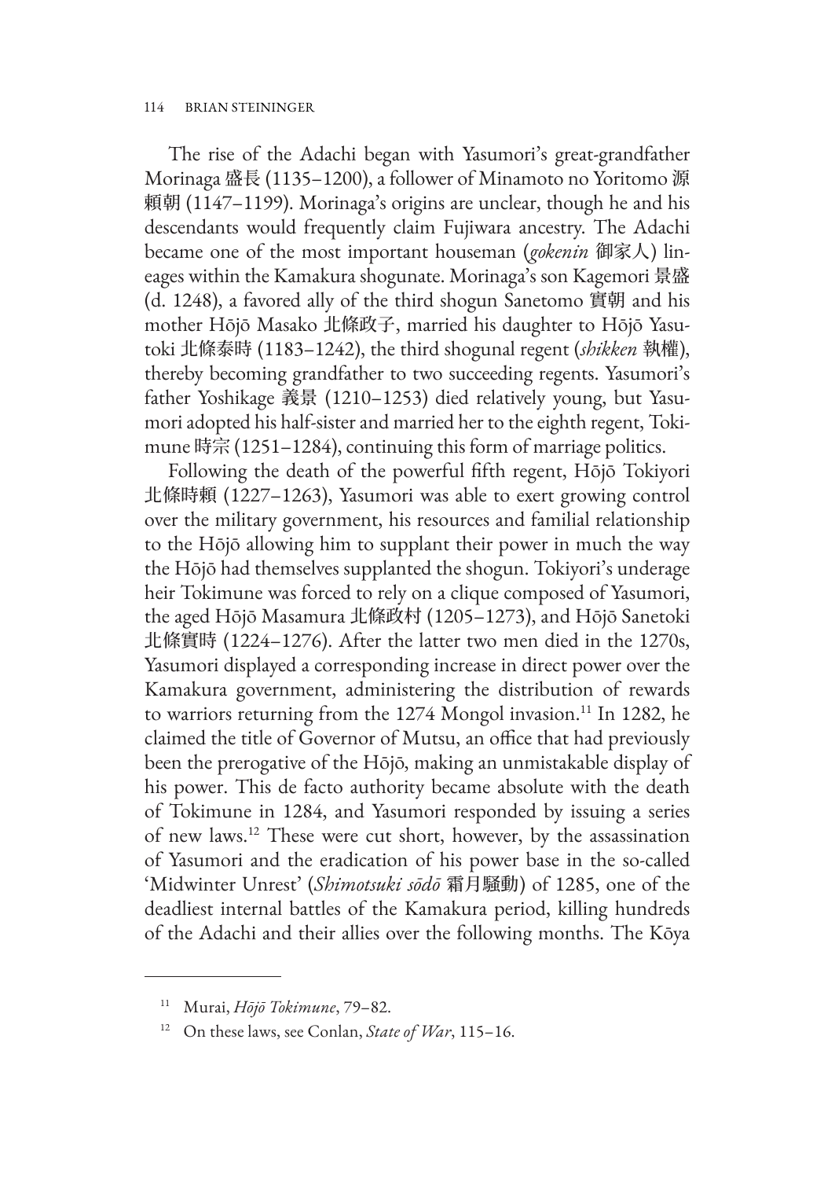The rise of the Adachi began with Yasumori's great-grandfather Morinaga 盛長 (1135–1200), a follower of Minamoto no Yoritomo 源頼朝 (1147–1199). Morinaga's origins are unclear, though he and his descendants would frequently claim Fujiwara ancestry. The Adachi became one of the most important houseman (*gokenin* 御家人) lineages within the Kamakura shogunate. Morinaga's son Kagemori 景盛 (d. 1248), a favored ally of the third shogun Sanetomo 實朝 and his mother Hōjō Masako 北條政子, married his daughter to Hōjō Yasutoki 北條泰時 (1183–1242), the third shogunal regent (*shikken* 執權), thereby becoming grandfather to two succeeding regents. Yasumori's father Yoshikage 義景 (1210–1253) died relatively young, but Yasumori adopted his half-sister and married her to the eighth regent, Tokimune 時宗 (1251–1284), continuing this form of marriage politics.

Following the death of the powerful fifth regent, Hōjō Tokiyori 北條時頼 (1227–1263), Yasumori was able to exert growing control over the military government, his resources and familial relationship to the Hōjō allowing him to supplant their power in much the way the Hōjō had themselves supplanted the shogun. Tokiyori's underage heir Tokimune was forced to rely on a clique composed of Yasumori, the aged Hōjō Masamura 北條政村 (1205–1273), and Hōjō Sanetoki 北條實時 (1224–1276). After the latter two men died in the 1270s, Yasumori displayed a corresponding increase in direct power over the Kamakura government, administering the distribution of rewards to warriors returning from the 1274 Mongol invasion.[11] In 1282, he claimed the title of Governor of Mutsu, an office that had previously been the prerogative of the Hōjō, making an unmistakable display of his power. This de facto authority became absolute with the death of Tokimune in 1284, and Yasumori responded by issuing a series of new laws.[12] These were cut short, however, by the assassination of Yasumori and the eradication of his power base in the so-called 'Midwinter Unrest' (*Shimotsuki sōdō* 霜月騷動) of 1285, one of the deadliest internal battles of the Kamakura period, killing hundreds of the Adachi and their allies over the following months. The Kōya

---

[11] Murai, *Hōjō Tokimune*, 79–82.

[12] On these laws, see Conlan, *State of War*, 115–16.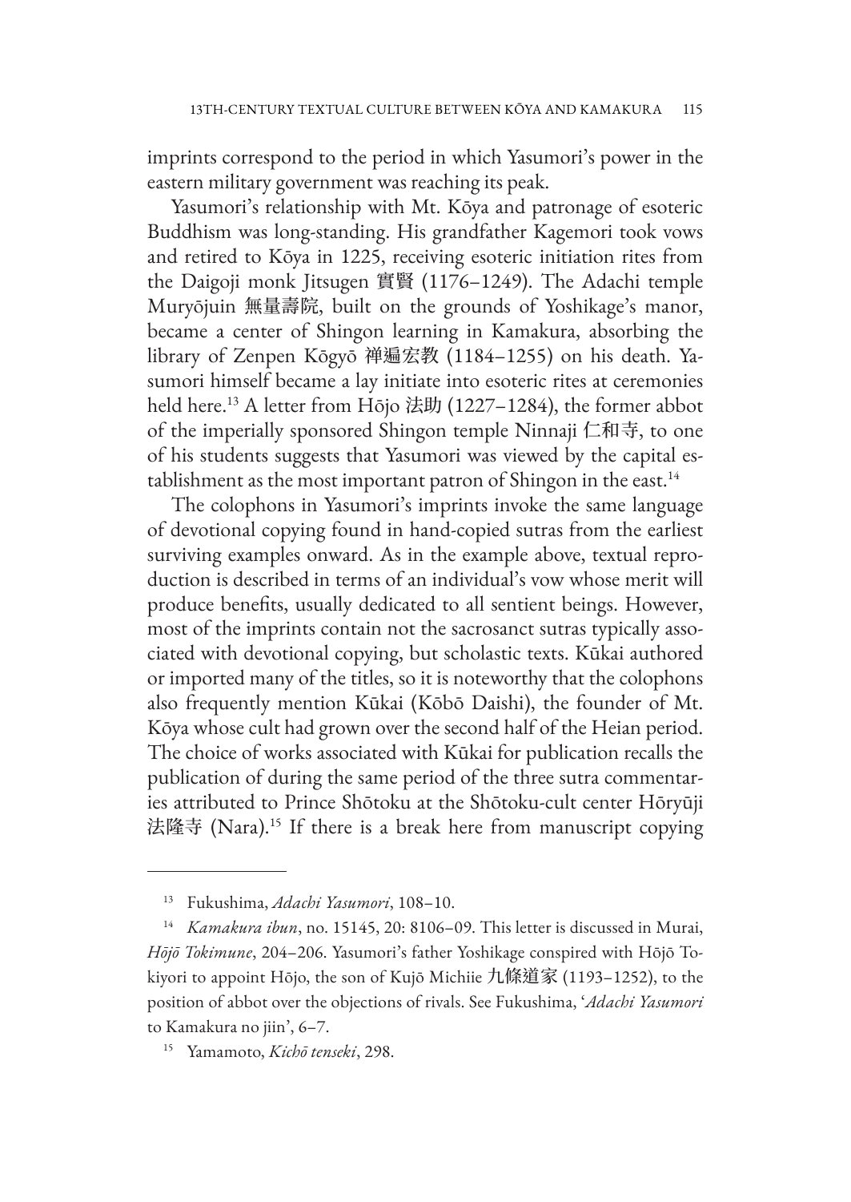imprints correspond to the period in which Yasumori's power in the eastern military government was reaching its peak.

Yasumori's relationship with Mt. Kōya and patronage of esoteric Buddhism was long-standing. His grandfather Kagemori took vows and retired to Kōya in 1225, receiving esoteric initiation rites from the Daigoji monk Jitsugen 實賢 (1176–1249). The Adachi temple Muryōjuin 無量壽院, built on the grounds of Yoshikage's manor, became a center of Shingon learning in Kamakura, absorbing the library of Zenpen Kōgyō 禅遍宏教 (1184–1255) on his death. Yasumori himself became a lay initiate into esoteric rites at ceremonies held here.[13] A letter from Hōjo 法助 (1227–1284), the former abbot of the imperially sponsored Shingon temple Ninnaji 仁和寺, to one of his students suggests that Yasumori was viewed by the capital establishment as the most important patron of Shingon in the east.[14]

The colophons in Yasumori's imprints invoke the same language of devotional copying found in hand-copied sutras from the earliest surviving examples onward. As in the example above, textual reproduction is described in terms of an individual's vow whose merit will produce benefits, usually dedicated to all sentient beings. However, most of the imprints contain not the sacrosanct sutras typically associated with devotional copying, but scholastic texts. Kūkai authored or imported many of the titles, so it is noteworthy that the colophons also frequently mention Kūkai (Kōbō Daishi), the founder of Mt. Kōya whose cult had grown over the second half of the Heian period. The choice of works associated with Kūkai for publication recalls the publication of during the same period of the three sutra commentaries attributed to Prince Shōtoku at the Shōtoku-cult center Hōryūji 法隆寺 (Nara).[15] If there is a break here from manuscript copying

---

[13] Fukushima, *Adachi Yasumori*, 108–10.

[14] *Kamakura ibun*, no. 15145, 20: 8106–09. This letter is discussed in Murai, *Hōjō Tokimune*, 204–206. Yasumori's father Yoshikage conspired with Hōjō Tokiyori to appoint Hōjo, the son of Kujō Michiie 九條道家 (1193–1252), to the position of abbot over the objections of rivals. See Fukushima, '*Adachi Yasumori* to Kamakura no jiin', 6–7.

[15] Yamamoto, *Kichō tenseki*, 298.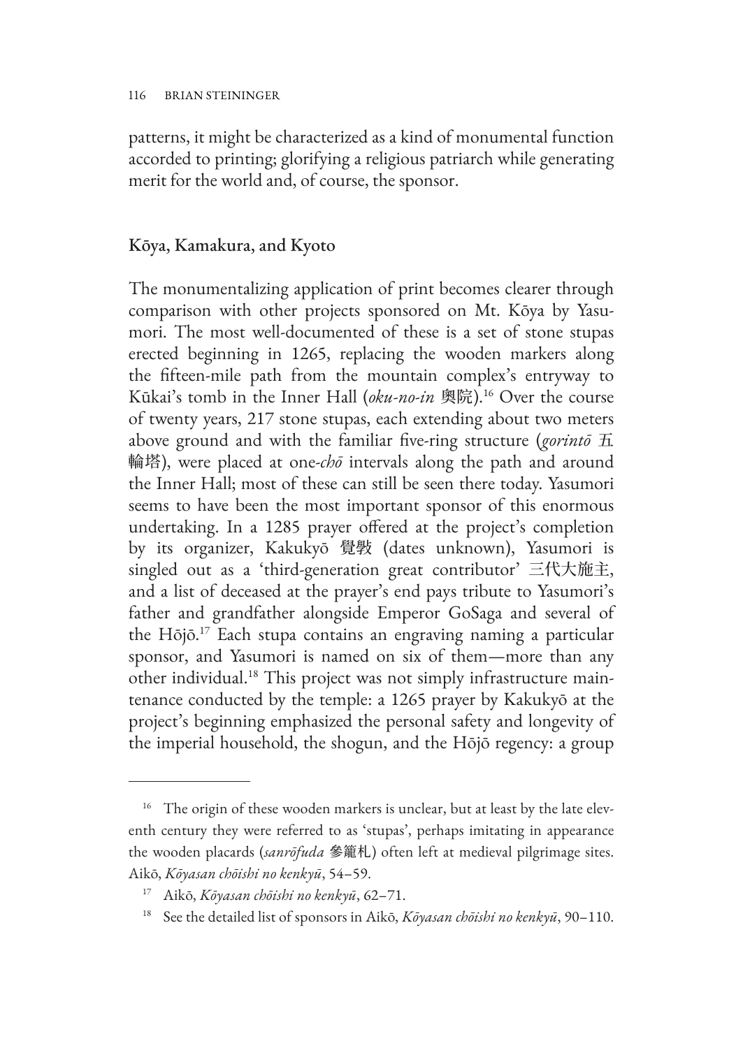patterns, it might be characterized as a kind of monumental function accorded to printing; glorifying a religious patriarch while generating merit for the world and, of course, the sponsor.

## Kōya, Kamakura, and Kyoto

The monumentalizing application of print becomes clearer through comparison with other projects sponsored on Mt. Kōya by Yasumori. The most well-documented of these is a set of stone stupas erected beginning in 1265, replacing the wooden markers along the fifteen-mile path from the mountain complex's entryway to Kūkai's tomb in the Inner Hall (*oku-no-in* 奥院).[16] Over the course of twenty years, 217 stone stupas, each extending about two meters above ground and with the familiar five-ring structure (*gorintō* 五輪塔), were placed at one-*chō* intervals along the path and around the Inner Hall; most of these can still be seen there today. Yasumori seems to have been the most important sponsor of this enormous undertaking. In a 1285 prayer offered at the project's completion by its organizer, Kakukyō 覺斆 (dates unknown), Yasumori is singled out as a 'third-generation great contributor' 三代大施主, and a list of deceased at the prayer's end pays tribute to Yasumori's father and grandfather alongside Emperor GoSaga and several of the Hōjō.[17] Each stupa contains an engraving naming a particular sponsor, and Yasumori is named on six of them—more than any other individual.[18] This project was not simply infrastructure maintenance conducted by the temple: a 1265 prayer by Kakukyō at the project's beginning emphasized the personal safety and longevity of the imperial household, the shogun, and the Hōjō regency: a group

---

[16] The origin of these wooden markers is unclear, but at least by the late eleventh century they were referred to as 'stupas', perhaps imitating in appearance the wooden placards (*sanrōfuda* 参籠札) often left at medieval pilgrimage sites. Aikō, *Kōyasan chōishi no kenkyū*, 54–59.

[17] Aikō, *Kōyasan chōishi no kenkyū*, 62–71.

[18] See the detailed list of sponsors in Aikō, *Kōyasan chōishi no kenkyū*, 90–110.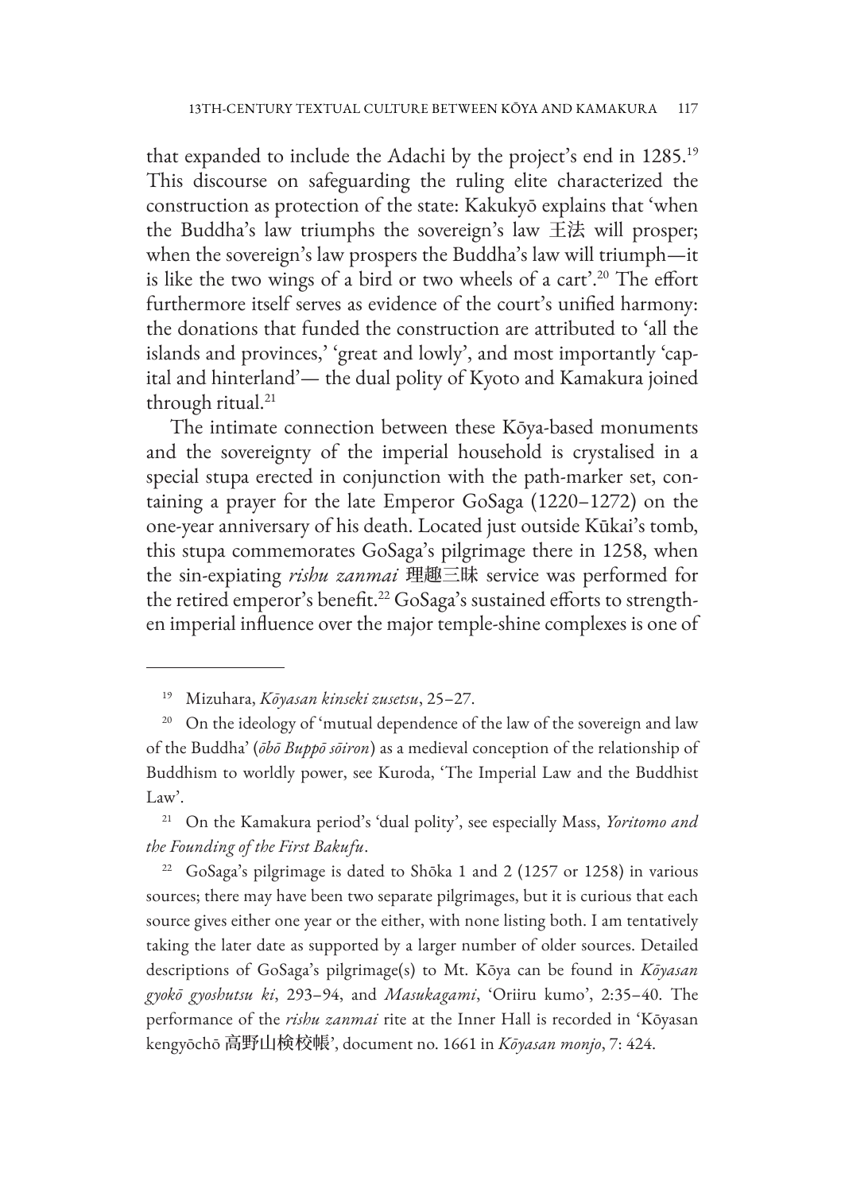that expanded to include the Adachi by the project's end in 1285.[19] This discourse on safeguarding the ruling elite characterized the construction as protection of the state: Kakukyō explains that 'when the Buddha's law triumphs the sovereign's law 王法 will prosper; when the sovereign's law prospers the Buddha's law will triumph—it is like the two wings of a bird or two wheels of a cart'.[20] The effort furthermore itself serves as evidence of the court's unified harmony: the donations that funded the construction are attributed to 'all the islands and provinces,' 'great and lowly', and most importantly 'capital and hinterland'— the dual polity of Kyoto and Kamakura joined through ritual.[21]

The intimate connection between these Kōya-based monuments and the sovereignty of the imperial household is crystalised in a special stupa erected in conjunction with the path-marker set, containing a prayer for the late Emperor GoSaga (1220–1272) on the one-year anniversary of his death. Located just outside Kūkai's tomb, this stupa commemorates GoSaga's pilgrimage there in 1258, when the sin-expiating *rishu zanmai* 理趣三昧 service was performed for the retired emperor's benefit.[22] GoSaga's sustained efforts to strengthen imperial influence over the major temple-shine complexes is one of

---

[19] Mizuhara, *Kōyasan kinseki zusetsu*, 25–27.

[20] On the ideology of 'mutual dependence of the law of the sovereign and law of the Buddha' (*ōbō Buppō sōiron*) as a medieval conception of the relationship of Buddhism to worldly power, see Kuroda, 'The Imperial Law and the Buddhist Law'.

[21] On the Kamakura period's 'dual polity', see especially Mass, *Yoritomo and the Founding of the First Bakufu*.

[22] GoSaga's pilgrimage is dated to Shōka 1 and 2 (1257 or 1258) in various sources; there may have been two separate pilgrimages, but it is curious that each source gives either one year or the either, with none listing both. I am tentatively taking the later date as supported by a larger number of older sources. Detailed descriptions of GoSaga's pilgrimage(s) to Mt. Kōya can be found in *Kōyasan gyokō gyoshutsu ki*, 293–94, and *Masukagami*, 'Oriiru kumo', 2:35–40. The performance of the *rishu zanmai* rite at the Inner Hall is recorded in 'Kōyasan kengyōchō 高野山検校帳', document no. 1661 in *Kōyasan monjo*, 7: 424.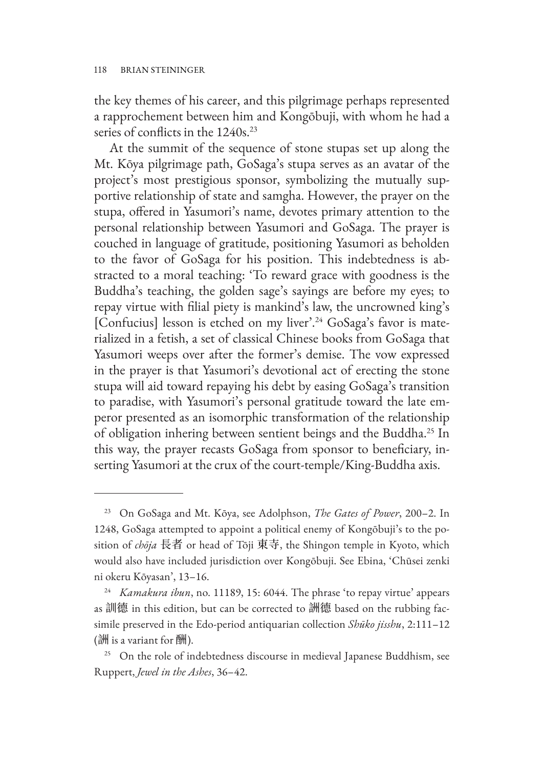the key themes of his career, and this pilgrimage perhaps represented a rapprochement between him and Kongōbuji, with whom he had a series of conflicts in the 1240s.[23]

At the summit of the sequence of stone stupas set up along the Mt. Kōya pilgrimage path, GoSaga's stupa serves as an avatar of the project's most prestigious sponsor, symbolizing the mutually supportive relationship of state and samgha. However, the prayer on the stupa, offered in Yasumori's name, devotes primary attention to the personal relationship between Yasumori and GoSaga. The prayer is couched in language of gratitude, positioning Yasumori as beholden to the favor of GoSaga for his position. This indebtedness is abstracted to a moral teaching: 'To reward grace with goodness is the Buddha's teaching, the golden sage's sayings are before my eyes; to repay virtue with filial piety is mankind's law, the uncrowned king's [Confucius] lesson is etched on my liver'.[24] GoSaga's favor is materialized in a fetish, a set of classical Chinese books from GoSaga that Yasumori weeps over after the former's demise. The vow expressed in the prayer is that Yasumori's devotional act of erecting the stone stupa will aid toward repaying his debt by easing GoSaga's transition to paradise, with Yasumori's personal gratitude toward the late emperor presented as an isomorphic transformation of the relationship of obligation inhering between sentient beings and the Buddha.[25] In this way, the prayer recasts GoSaga from sponsor to beneficiary, inserting Yasumori at the crux of the court-temple/King-Buddha axis.

---

[23] On GoSaga and Mt. Kōya, see Adolphson, *The Gates of Power*, 200–2. In 1248, GoSaga attempted to appoint a political enemy of Kongōbuji's to the position of *chōja* 長者 or head of Tōji 東寺, the Shingon temple in Kyoto, which would also have included jurisdiction over Kongōbuji. See Ebina, 'Chūsei zenki ni okeru Kōyasan', 13–16.

[24] *Kamakura ibun*, no. 11189, 15: 6044. The phrase 'to repay virtue' appears as 訓徳 in this edition, but can be corrected to 詶徳 based on the rubbing facsimile preserved in the Edo-period antiquarian collection *Shūko jisshu*, 2:111–12 (詶 is a variant for 酬).

[25] On the role of indebtedness discourse in medieval Japanese Buddhism, see Ruppert, *Jewel in the Ashes*, 36–42.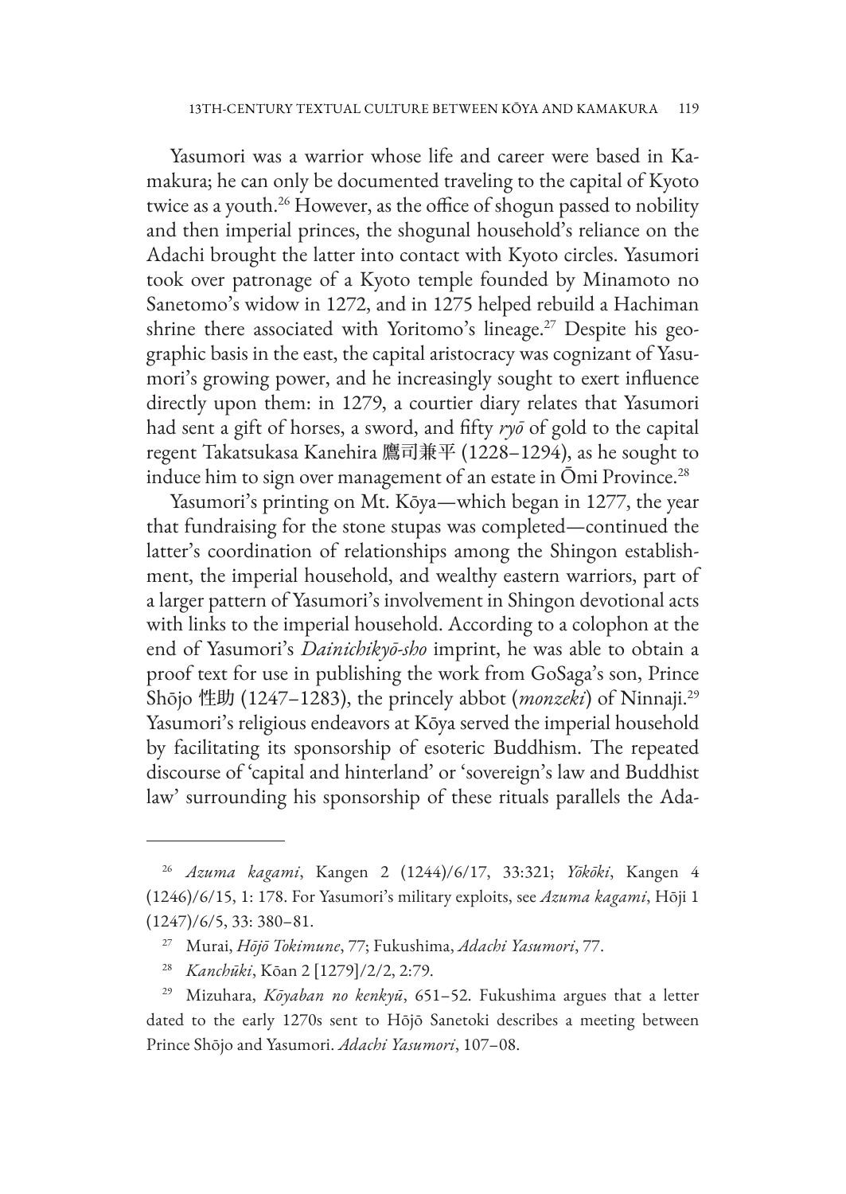Yasumori was a warrior whose life and career were based in Kamakura; he can only be documented traveling to the capital of Kyoto twice as a youth.[26] However, as the office of shogun passed to nobility and then imperial princes, the shogunal household's reliance on the Adachi brought the latter into contact with Kyoto circles. Yasumori took over patronage of a Kyoto temple founded by Minamoto no Sanetomo's widow in 1272, and in 1275 helped rebuild a Hachiman shrine there associated with Yoritomo's lineage.[27] Despite his geographic basis in the east, the capital aristocracy was cognizant of Yasumori's growing power, and he increasingly sought to exert influence directly upon them: in 1279, a courtier diary relates that Yasumori had sent a gift of horses, a sword, and fifty *ryō* of gold to the capital regent Takatsukasa Kanehira 鷹司兼平 (1228–1294), as he sought to induce him to sign over management of an estate in Ōmi Province.[28]

Yasumori's printing on Mt. Kōya—which began in 1277, the year that fundraising for the stone stupas was completed—continued the latter's coordination of relationships among the Shingon establishment, the imperial household, and wealthy eastern warriors, part of a larger pattern of Yasumori's involvement in Shingon devotional acts with links to the imperial household. According to a colophon at the end of Yasumori's *Dainichikyō-sho* imprint, he was able to obtain a proof text for use in publishing the work from GoSaga's son, Prince Shōjo 性助 (1247–1283), the princely abbot (*monzeki*) of Ninnaji.[29] Yasumori's religious endeavors at Kōya served the imperial household by facilitating its sponsorship of esoteric Buddhism. The repeated discourse of 'capital and hinterland' or 'sovereign's law and Buddhist law' surrounding his sponsorship of these rituals parallels the Ada-

---

[26] *Azuma kagami*, Kangen 2 (1244)/6/17, 33:321; *Yōkōki*, Kangen 4 (1246)/6/15, 1: 178. For Yasumori's military exploits, see *Azuma kagami*, Hōji 1 (1247)/6/5, 33: 380–81.

[27] Murai, *Hōjō Tokimune*, 77; Fukushima, *Adachi Yasumori*, 77.

[28] *Kanchūki*, Kōan 2 [1279]/2/2, 2:79.

[29] Mizuhara, *Kōyaban no kenkyū*, 651–52. Fukushima argues that a letter dated to the early 1270s sent to Hōjō Sanetoki describes a meeting between Prince Shōjo and Yasumori. *Adachi Yasumori*, 107–08.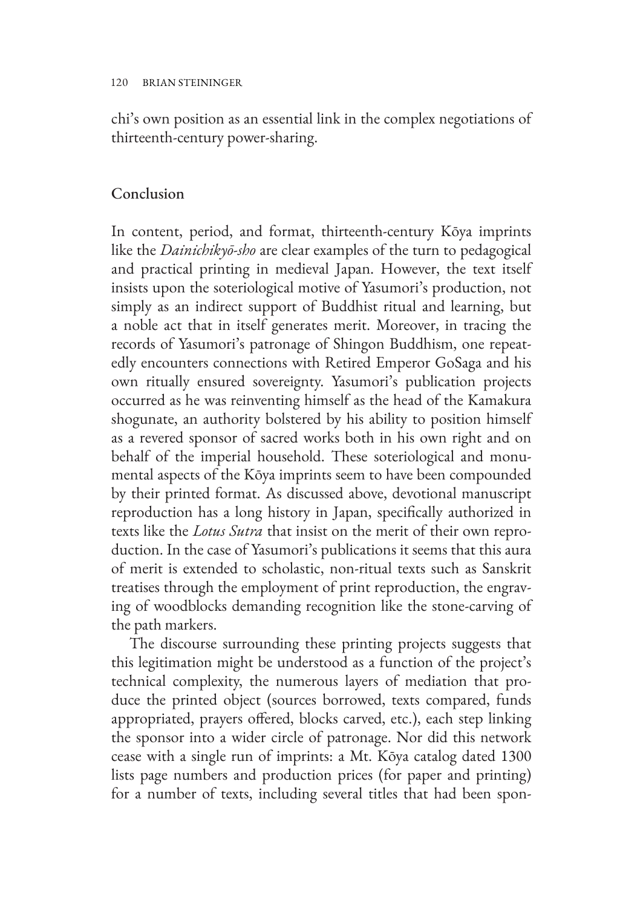chi's own position as an essential link in the complex negotiations of thirteenth-century power-sharing.

## Conclusion

In content, period, and format, thirteenth-century Kōya imprints like the *Dainichikyō-sho* are clear examples of the turn to pedagogical and practical printing in medieval Japan. However, the text itself insists upon the soteriological motive of Yasumori's production, not simply as an indirect support of Buddhist ritual and learning, but a noble act that in itself generates merit. Moreover, in tracing the records of Yasumori's patronage of Shingon Buddhism, one repeatedly encounters connections with Retired Emperor GoSaga and his own ritually ensured sovereignty. Yasumori's publication projects occurred as he was reinventing himself as the head of the Kamakura shogunate, an authority bolstered by his ability to position himself as a revered sponsor of sacred works both in his own right and on behalf of the imperial household. These soteriological and monumental aspects of the Kōya imprints seem to have been compounded by their printed format. As discussed above, devotional manuscript reproduction has a long history in Japan, specifically authorized in texts like the *Lotus Sutra* that insist on the merit of their own reproduction. In the case of Yasumori's publications it seems that this aura of merit is extended to scholastic, non-ritual texts such as Sanskrit treatises through the employment of print reproduction, the engraving of woodblocks demanding recognition like the stone-carving of the path markers.

The discourse surrounding these printing projects suggests that this legitimation might be understood as a function of the project's technical complexity, the numerous layers of mediation that produce the printed object (sources borrowed, texts compared, funds appropriated, prayers offered, blocks carved, etc.), each step linking the sponsor into a wider circle of patronage. Nor did this network cease with a single run of imprints: a Mt. Kōya catalog dated 1300 lists page numbers and production prices (for paper and printing) for a number of texts, including several titles that had been spon-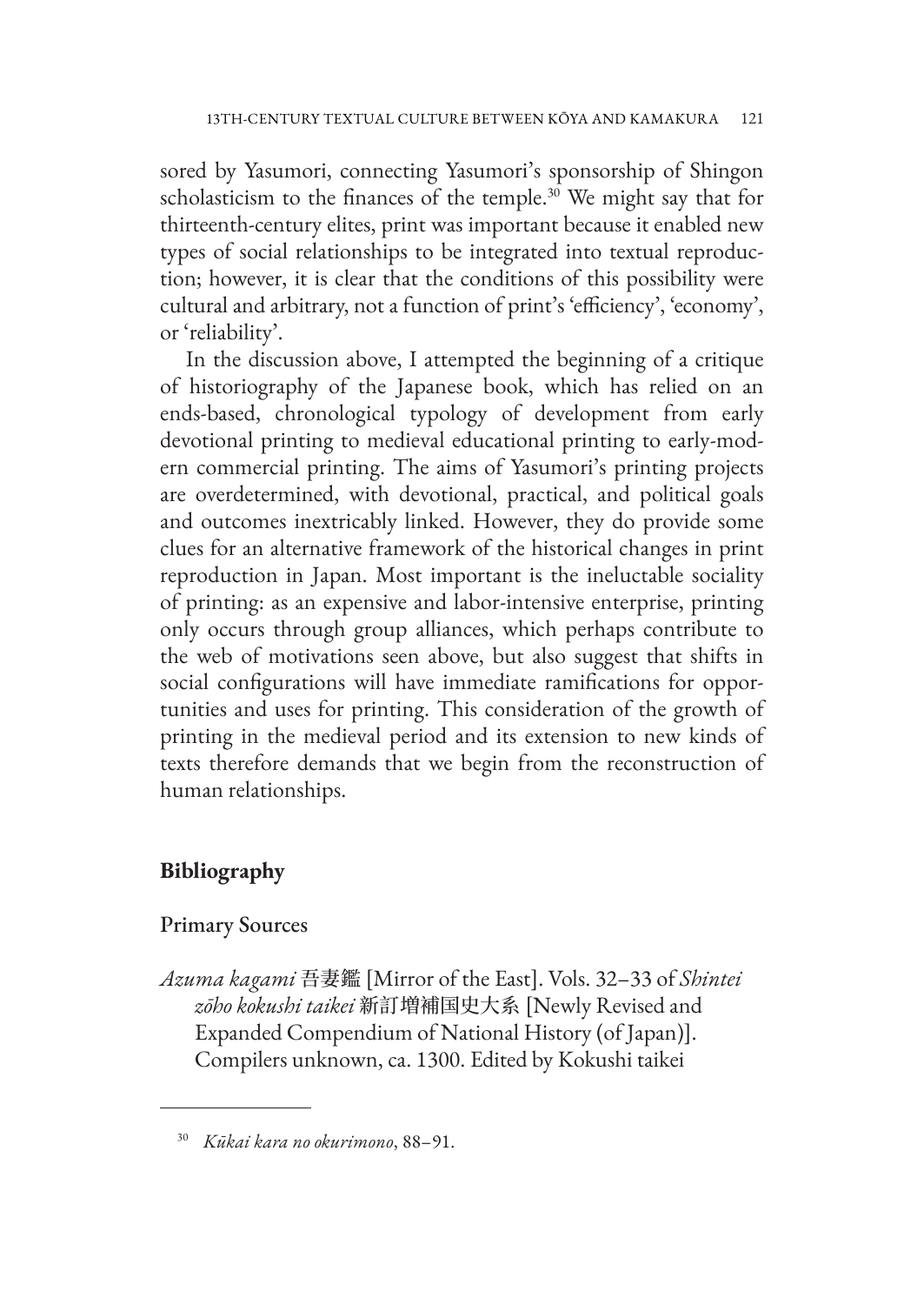sored by Yasumori, connecting Yasumori's sponsorship of Shingon scholasticism to the finances of the temple.[30] We might say that for thirteenth-century elites, print was important because it enabled new types of social relationships to be integrated into textual reproduction; however, it is clear that the conditions of this possibility were cultural and arbitrary, not a function of print's 'efficiency', 'economy', or 'reliability'.

In the discussion above, I attempted the beginning of a critique of historiography of the Japanese book, which has relied on an ends-based, chronological typology of development from early devotional printing to medieval educational printing to early-modern commercial printing. The aims of Yasumori's printing projects are overdetermined, with devotional, practical, and political goals and outcomes inextricably linked. However, they do provide some clues for an alternative framework of the historical changes in print reproduction in Japan. Most important is the ineluctable sociality of printing: as an expensive and labor-intensive enterprise, printing only occurs through group alliances, which perhaps contribute to the web of motivations seen above, but also suggest that shifts in social configurations will have immediate ramifications for opportunities and uses for printing. This consideration of the growth of printing in the medieval period and its extension to new kinds of texts therefore demands that we begin from the reconstruction of human relationships.

## Bibliography

### Primary Sources

*Azuma kagami* 吾妻鑑 [Mirror of the East]. Vols. 32–33 of *Shintei zōho kokushi taikei* 新訂増補国史大系 [Newly Revised and Expanded Compendium of National History (of Japan)]. Compilers unknown, ca. 1300. Edited by Kokushi taikei

---

[30] *Kūkai kara no okurimono*, 88–91.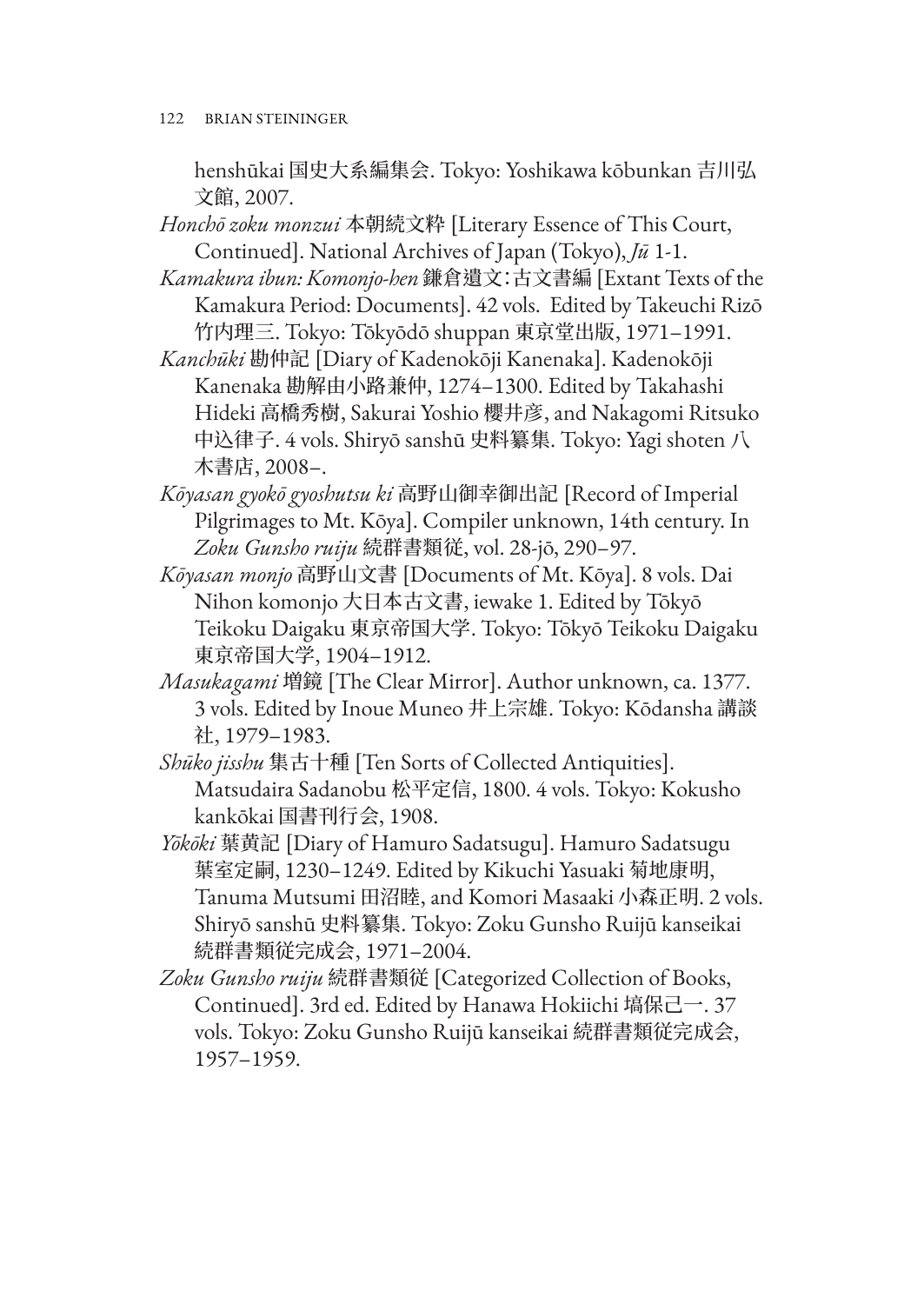henshūkai 国史大系編集会. Tokyo: Yoshikawa kōbunkan 吉川弘文館, 2007.

*Honchō zoku monzui* 本朝続文粋 [Literary Essence of This Court, Continued]. National Archives of Japan (Tokyo), *Jū* 1-1.

*Kamakura ibun: Komonjo-hen* 鎌倉遺文：古文書編 [Extant Texts of the Kamakura Period: Documents]. 42 vols. Edited by Takeuchi Rizō 竹内理三. Tokyo: Tōkyōdō shuppan 東京堂出版, 1971–1991.

*Kanchūki* 勘仲記 [Diary of Kadenokōji Kanenaka]. Kadenokōji Kanenaka 勘解由小路兼仲, 1274–1300. Edited by Takahashi Hideki 高橋秀樹, Sakurai Yoshio 櫻井彦, and Nakagomi Ritsuko 中込律子. 4 vols. Shiryō sanshū 史料纂集. Tokyo: Yagi shoten 八木書店, 2008–.

*Kōyasan gyokō gyoshutsu ki* 高野山御幸御出記 [Record of Imperial Pilgrimages to Mt. Kōya]. Compiler unknown, 14th century. In *Zoku Gunsho ruiju* 続群書類従, vol. 28-jō, 290–97.

*Kōyasan monjo* 高野山文書 [Documents of Mt. Kōya]. 8 vols. Dai Nihon komonjo 大日本古文書, iewake 1. Edited by Tōkyō Teikoku Daigaku 東京帝国大学. Tokyo: Tōkyō Teikoku Daigaku 東京帝国大学, 1904–1912.

*Masukagami* 増鏡 [The Clear Mirror]. Author unknown, ca. 1377. 3 vols. Edited by Inoue Muneo 井上宗雄. Tokyo: Kōdansha 講談社, 1979–1983.

*Shūko jisshu* 集古十種 [Ten Sorts of Collected Antiquities]. Matsudaira Sadanobu 松平定信, 1800. 4 vols. Tokyo: Kokusho kankōkai 国書刊行会, 1908.

*Yōkōki* 葉黄記 [Diary of Hamuro Sadatsugu]. Hamuro Sadatsugu 葉室定嗣, 1230–1249. Edited by Kikuchi Yasuaki 菊地康明, Tanuma Mutsumi 田沼睦, and Komori Masaaki 小森正明. 2 vols. Shiryō sanshū 史料纂集. Tokyo: Zoku Gunsho Ruijū kanseikai 続群書類従完成会, 1971–2004.

*Zoku Gunsho ruiju* 続群書類従 [Categorized Collection of Books, Continued]. 3rd ed. Edited by Hanawa Hokiichi 塙保己一. 37 vols. Tokyo: Zoku Gunsho Ruijū kanseikai 続群書類従完成会, 1957–1959.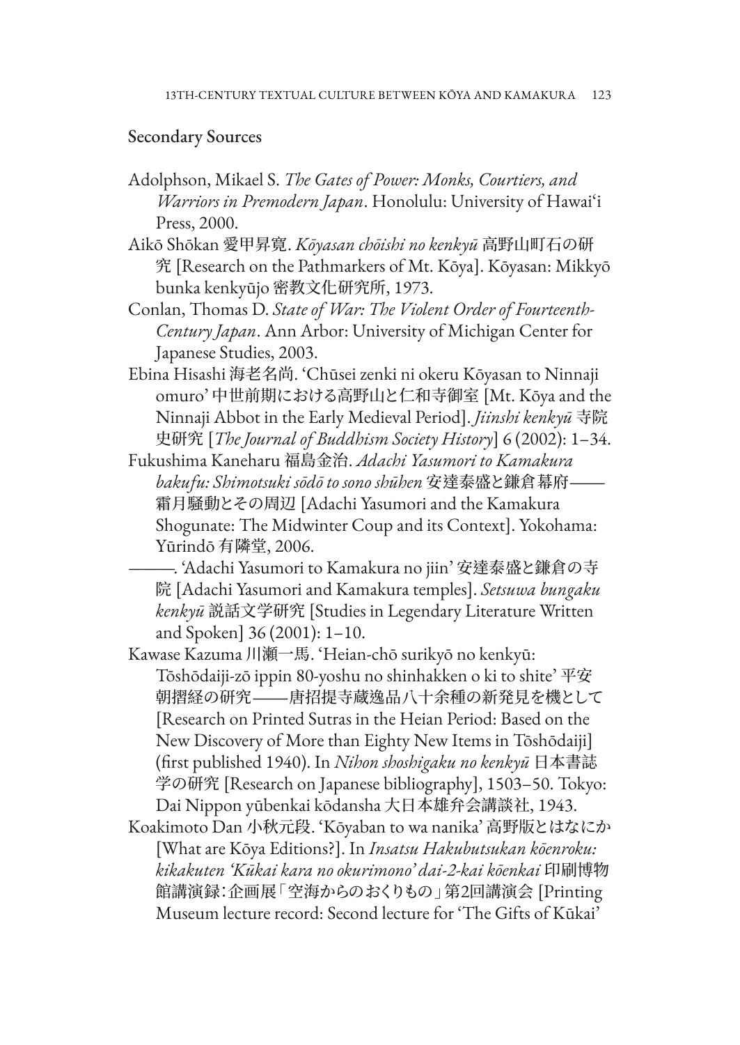## Secondary Sources

Adolphson, Mikael S. *The Gates of Power: Monks, Courtiers, and Warriors in Premodern Japan*. Honolulu: University of Hawai'i Press, 2000.

Aikō Shōkan 愛甲昇寛. *Kōyasan chōishi no kenkyū* 高野山町石の研究 [Research on the Pathmarkers of Mt. Kōya]. Kōyasan: Mikkyō bunka kenkyūjo 密教文化研究所, 1973.

Conlan, Thomas D. *State of War: The Violent Order of Fourteenth-Century Japan*. Ann Arbor: University of Michigan Center for Japanese Studies, 2003.

Ebina Hisashi 海老名尚. 'Chūsei zenki ni okeru Kōyasan to Ninnaji omuro' 中世前期における高野山と仁和寺御室 [Mt. Kōya and the Ninnaji Abbot in the Early Medieval Period]. *Jiinshi kenkyū* 寺院史研究 [*The Journal of Buddhism Society History*] 6 (2002): 1–34.

Fukushima Kaneharu 福島金治. *Adachi Yasumori to Kamakura bakufu: Shimotsuki sōdō to sono shūhen* 安達泰盛と鎌倉幕府——霜月騒動とその周辺 [Adachi Yasumori and the Kamakura Shogunate: The Midwinter Coup and its Context]. Yokohama: Yūrindō 有隣堂, 2006.

———. 'Adachi Yasumori to Kamakura no jiin' 安達泰盛と鎌倉の寺院 [Adachi Yasumori and Kamakura temples]. *Setsuwa bungaku kenkyū* 説話文学研究 [Studies in Legendary Literature Written and Spoken] 36 (2001): 1–10.

Kawase Kazuma 川瀬一馬. 'Heian-chō surikyō no kenkyū: Tōshōdaiji-zō ippin 80-yoshu no shinhakken o ki to shite' 平安朝摺経の研究——唐招提寺蔵逸品八十余種の新発見を機として [Research on Printed Sutras in the Heian Period: Based on the New Discovery of More than Eighty New Items in Tōshōdaiji] (first published 1940). In *Nihon shoshigaku no kenkyū* 日本書誌学の研究 [Research on Japanese bibliography], 1503–50. Tokyo: Dai Nippon yūbenkai kōdansha 大日本雄弁会講談社, 1943.

Koakimoto Dan 小秋元段. 'Kōyaban to wa nanika' 高野版とはなにか [What are Kōya Editions?]. In *Insatsu Hakubutsukan kōenroku: kikakuten 'Kūkai kara no okurimono' dai-2-kai kōenkai* 印刷博物館講演録：企画展「空海からのおくりもの」第2回講演会 [Printing Museum lecture record: Second lecture for 'The Gifts of Kūkai'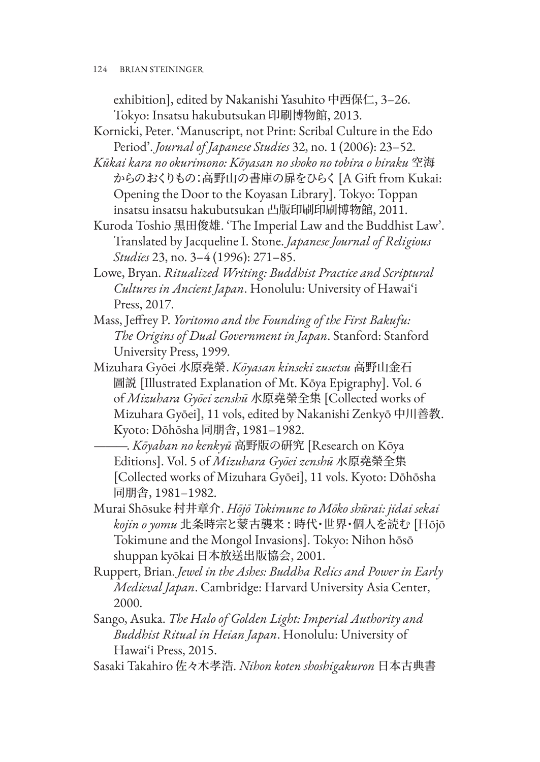exhibition], edited by Nakanishi Yasuhito 中西保仁, 3–26. Tokyo: Insatsu hakubutsukan 印刷博物館, 2013.

Kornicki, Peter. 'Manuscript, not Print: Scribal Culture in the Edo Period'. *Journal of Japanese Studies* 32, no. 1 (2006): 23–52.

*Kūkai kara no okurimono: Kōyasan no shoko no tobira o hiraku* 空海からのおくりもの：高野山の書庫の扉をひらく [A Gift from Kukai: Opening the Door to the Koyasan Library]. Tokyo: Toppan insatsu insatsu hakubutsukan 凸版印刷印刷博物館, 2011.

Kuroda Toshio 黒田俊雄. 'The Imperial Law and the Buddhist Law'. Translated by Jacqueline I. Stone. *Japanese Journal of Religious Studies* 23, no. 3–4 (1996): 271–85.

Lowe, Bryan. *Ritualized Writing: Buddhist Practice and Scriptural Cultures in Ancient Japan*. Honolulu: University of Hawai'i Press, 2017.

Mass, Jeffrey P. *Yoritomo and the Founding of the First Bakufu: The Origins of Dual Government in Japan*. Stanford: Stanford University Press, 1999.

Mizuhara Gyōei 水原堯榮. *Kōyasan kinseki zusetsu* 高野山金石圖説 [Illustrated Explanation of Mt. Kōya Epigraphy]. Vol. 6 of *Mizuhara Gyōei zenshū* 水原堯榮全集 [Collected works of Mizuhara Gyōei], 11 vols, edited by Nakanishi Zenkyō 中川善教. Kyoto: Dōhōsha 同朋舎, 1981–1982.

———. *Kōyaban no kenkyū* 高野版の研究 [Research on Kōya Editions]. Vol. 5 of *Mizuhara Gyōei zenshū* 水原堯榮全集 [Collected works of Mizuhara Gyōei], 11 vols. Kyoto: Dōhōsha 同朋舎, 1981–1982.

Murai Shōsuke 村井章介. *Hōjō Tokimune to Mōko shūrai: jidai sekai kojin o yomu* 北条時宗と蒙古襲来：時代・世界・個人を読む [Hōjō Tokimune and the Mongol Invasions]. Tokyo: Nihon hōsō shuppan kyōkai 日本放送出版協会, 2001.

Ruppert, Brian. *Jewel in the Ashes: Buddha Relics and Power in Early Medieval Japan*. Cambridge: Harvard University Asia Center, 2000.

Sango, Asuka. *The Halo of Golden Light: Imperial Authority and Buddhist Ritual in Heian Japan*. Honolulu: University of Hawai'i Press, 2015.

Sasaki Takahiro 佐々木孝浩. *Nihon koten shoshigakuron* 日本古典書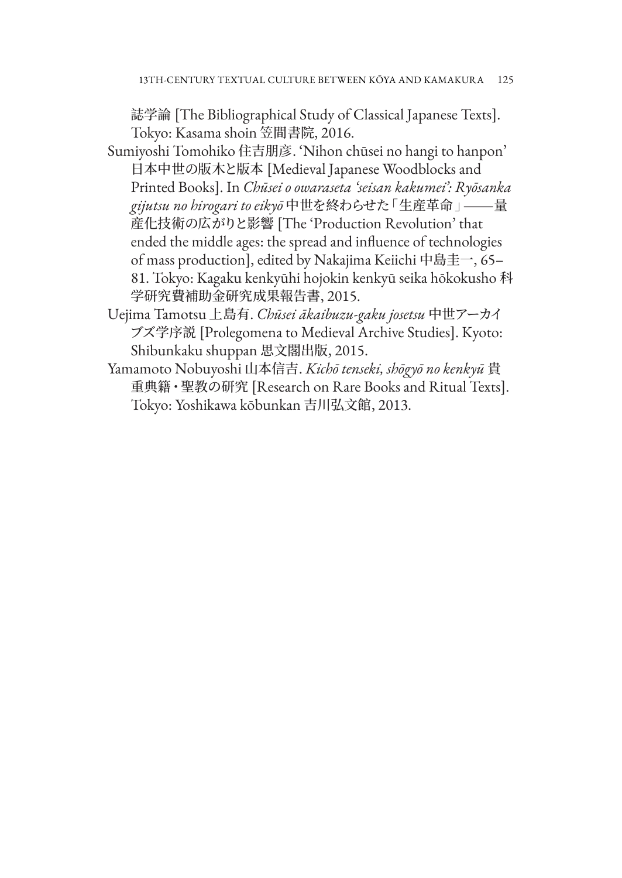誌学論 [The Bibliographical Study of Classical Japanese Texts]. Tokyo: Kasama shoin 笠間書院, 2016.

Sumiyoshi Tomohiko 住吉朋彦. 'Nihon chūsei no hangi to hanpon' 日本中世の版木と版本 [Medieval Japanese Woodblocks and Printed Books]. In *Chūsei o owaraseta 'seisan kakumei': Ryōsanka gijutsu no hirogari to eikyō* 中世を終わらせた「生産革命」——量産化技術の広がりと影響 [The 'Production Revolution' that ended the middle ages: the spread and influence of technologies of mass production], edited by Nakajima Keiichi 中島圭一, 65–81. Tokyo: Kagaku kenkyūhi hojokin kenkyū seika hōkokusho 科学研究費補助金研究成果報告書, 2015.

Uejima Tamotsu 上島有. *Chūsei ākaibuzu-gaku josetsu* 中世アーカイブズ学序説 [Prolegomena to Medieval Archive Studies]. Kyoto: Shibunkaku shuppan 思文閣出版, 2015.

Yamamoto Nobuyoshi 山本信吉. *Kichō tenseki, shōgyō no kenkyū* 貴重典籍・聖教の研究 [Research on Rare Books and Ritual Texts]. Tokyo: Yoshikawa kōbunkan 吉川弘文館, 2013.